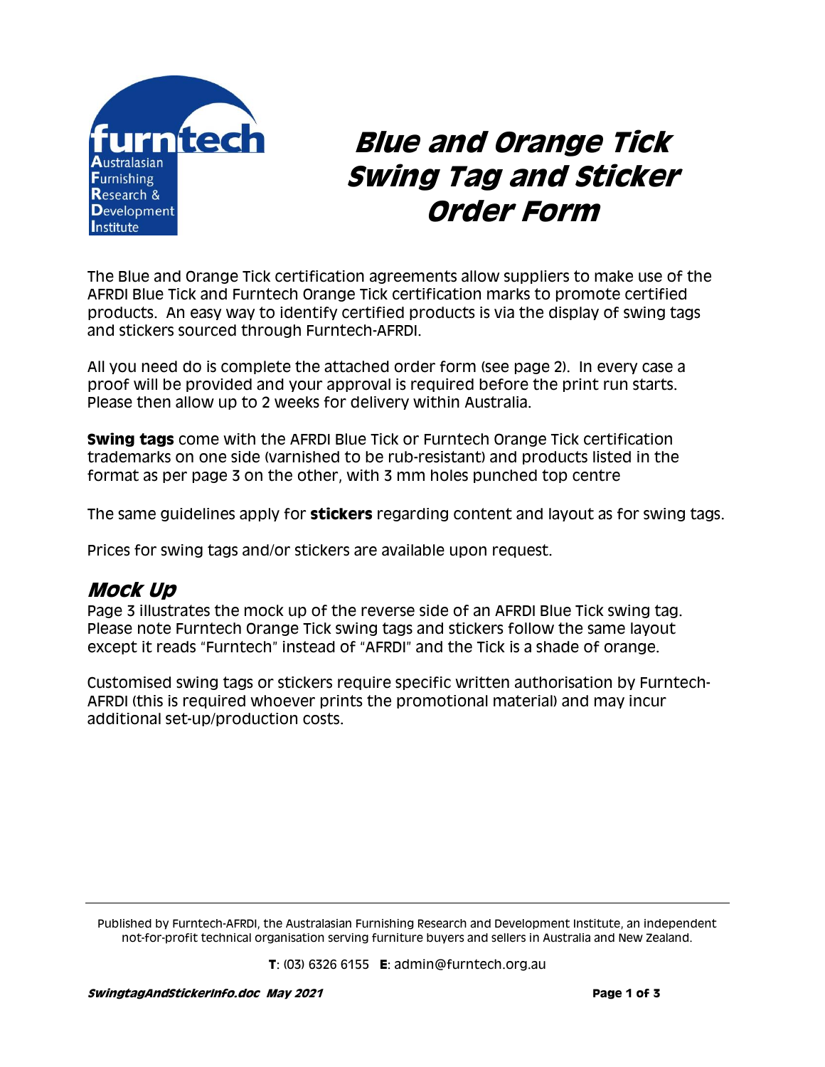# Blue and Orange Tick Swing Tag and Sticker Order Form

The Blue and Orange Tick certification agreements allow suppliers to make use of the AFRDI Blue Tick and Furntech Orange Tick certification marks to promote certified products. An easy way to identify certified products is via the display of swing tags and stickers sourced through Furntech-AFRDI.

All you need do is complete the attached order form (see page 2). In every case a proof will be provided and your approval is required before the print run starts. Please then allow up to 2 weeks for delivery within Australia.

**Swing tags** come with the AFRDI Blue Tick or Furntech Orange Tick certification trademarks on one side (varnished to be rub-resistant) and products listed in the format as per page 3 on the other, with 3 mm holes punched top centre

The same guidelines apply for **stickers** regarding content and layout as for swing tags.

Prices for swing tags and/or stickers are available upon request.

## Mock Up

Page 3 illustrates the mock up of the reverse side of an AFRDI Blue Tick swing tag. Please note Furntech Orange Tick swing tags and stickers follow the same layout except it reads "Furntech" instead of "AFRDI" and the Tick is a shade of orange.

Customised swing tags or stickers require specific written authorisation by Furntech-AFRDI (this is required whoever prints the promotional material) and may incur additional set-up/production costs.

---

Published by Furntech-AFRDI, the Australasian Furnishing Research and Development Institute, an independent not-for-profit technical organisation serving furniture buyers and sellers in Australia and New Zealand.

**T**: (03) 6326 6155 **E**: admin@furntech.org.au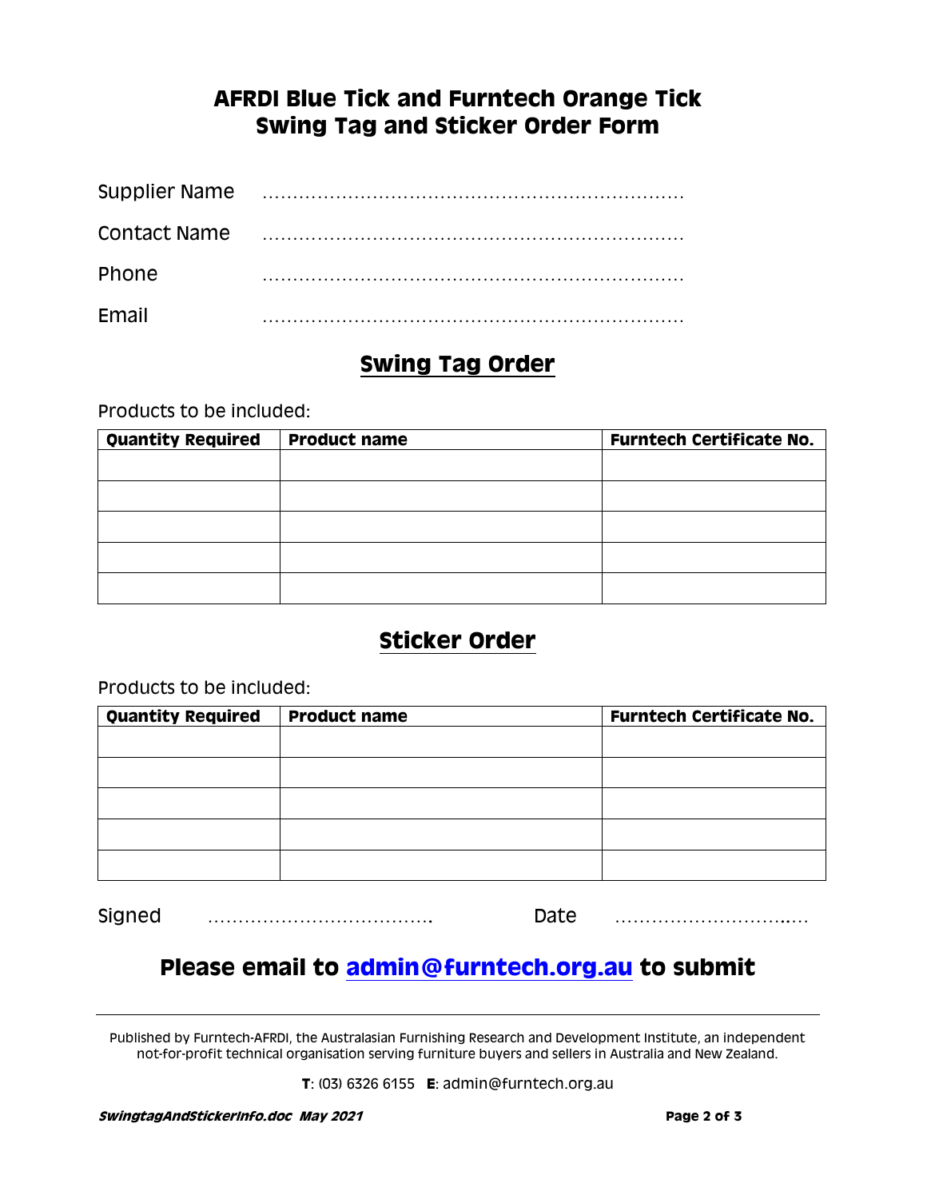# AFRDI Blue Tick and Furntech Orange Tick
# Swing Tag and Sticker Order Form

Supplier Name ……………………………………………………………

Contact Name ……………………………………………………………

Phone ……………………………………………………………

Email ……………………………………………………………

## Swing Tag Order

Products to be included:

| Quantity Required | Product name | Furntech Certificate No. |
|---|---|---|
| | | |
| | | |
| | | |
| | | |
| | | |

## Sticker Order

Products to be included:

| Quantity Required | Product name | Furntech Certificate No. |
|---|---|---|
| | | |
| | | |
| | | |
| | | |
| | | |

Signed ………………………………. Date ……………………….….

**Please email to admin@furntech.org.au to submit**

---

Published by Furntech-AFRDI, the Australasian Furnishing Research and Development Institute, an independent not-for-profit technical organisation serving furniture buyers and sellers in Australia and New Zealand.

**T**: (03) 6326 6155 **E**: admin@furntech.org.au

***SwingtagAndStickerInfo.doc May 2021***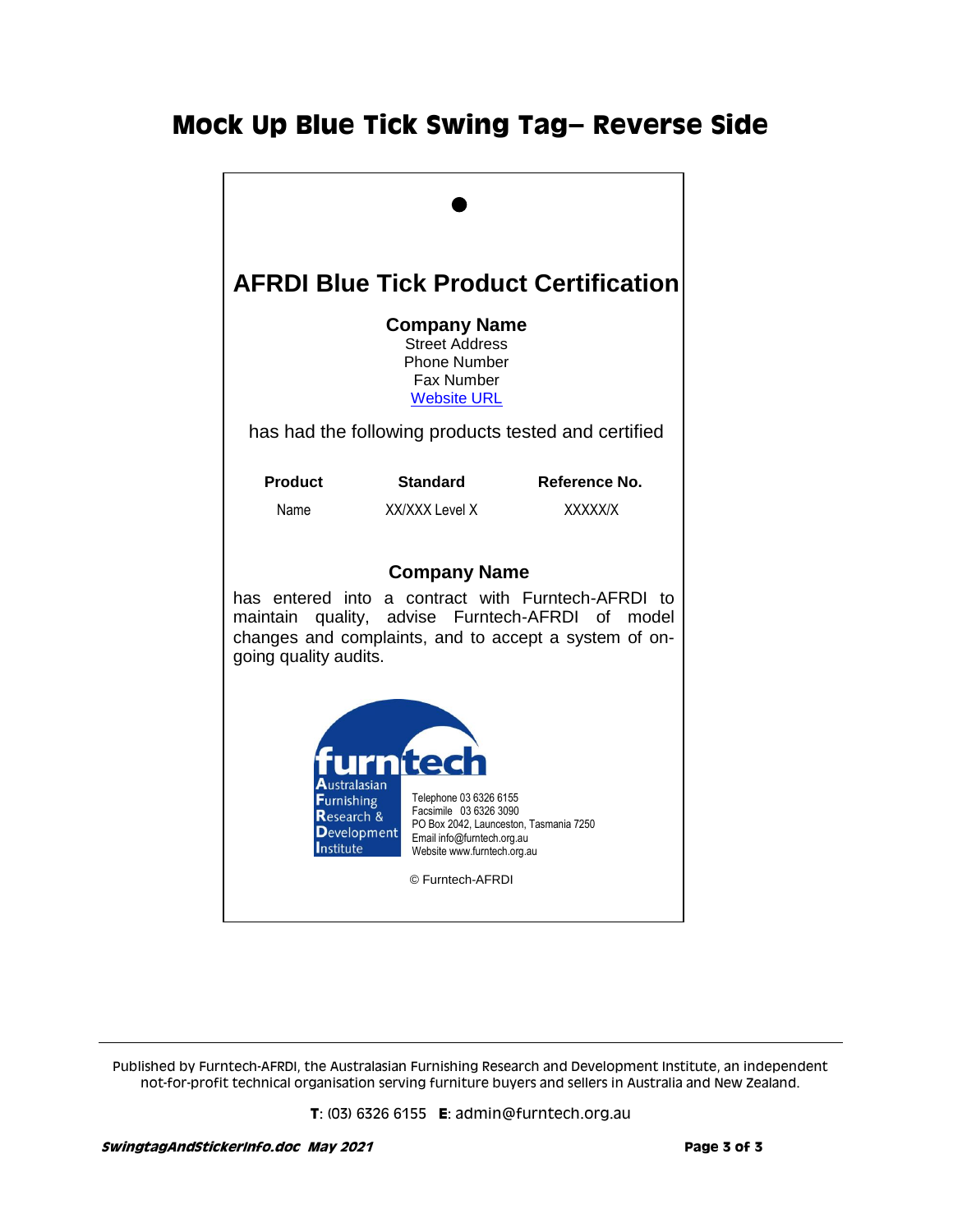# Mock Up Blue Tick Swing Tag– Reverse Side

## AFRDI Blue Tick Product Certification

**Company Name**
Street Address
Phone Number
Fax Number
[Website URL]

has had the following products tested and certified

| Product | Standard | Reference No. |
| --- | --- | --- |
| Name | XX/XXX Level X | XXXXX/X |

**Company Name**

has entered into a contract with Furntech-AFRDI to maintain quality, advise Furntech-AFRDI of model changes and complaints, and to accept a system of on-going quality audits.

furntech
Australasian
Furnishing
Research &
Development
Institute

Telephone 03 6326 6155
Facsimile 03 6326 3090
PO Box 2042, Launceston, Tasmania 7250
Email info@furntech.org.au
Website www.furntech.org.au

© Furntech-AFRDI

---

Published by Furntech-AFRDI, the Australasian Furnishing Research and Development Institute, an independent not-for-profit technical organisation serving furniture buyers and sellers in Australia and New Zealand.

**T**: (03) 6326 6155 **E**: admin@furntech.org.au